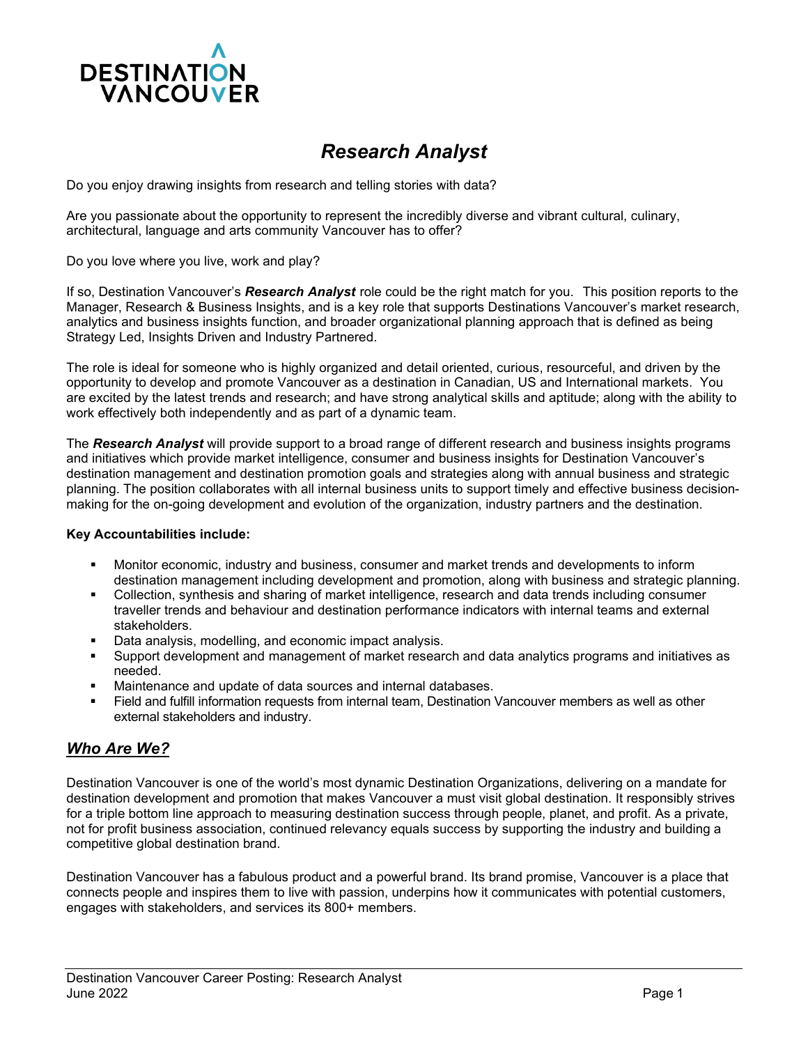# *Research Analyst*

Do you enjoy drawing insights from research and telling stories with data?

Are you passionate about the opportunity to represent the incredibly diverse and vibrant cultural, culinary, architectural, language and arts community Vancouver has to offer?

Do you love where you live, work and play?

If so, Destination Vancouver's ***Research Analyst*** role could be the right match for you. This position reports to the Manager, Research & Business Insights, and is a key role that supports Destinations Vancouver's market research, analytics and business insights function, and broader organizational planning approach that is defined as being Strategy Led, Insights Driven and Industry Partnered.

The role is ideal for someone who is highly organized and detail oriented, curious, resourceful, and driven by the opportunity to develop and promote Vancouver as a destination in Canadian, US and International markets. You are excited by the latest trends and research; and have strong analytical skills and aptitude; along with the ability to work effectively both independently and as part of a dynamic team.

The ***Research Analyst*** will provide support to a broad range of different research and business insights programs and initiatives which provide market intelligence, consumer and business insights for Destination Vancouver's destination management and destination promotion goals and strategies along with annual business and strategic planning. The position collaborates with all internal business units to support timely and effective business decision-making for the on-going development and evolution of the organization, industry partners and the destination.

**Key Accountabilities include:**

- Monitor economic, industry and business, consumer and market trends and developments to inform destination management including development and promotion, along with business and strategic planning.
- Collection, synthesis and sharing of market intelligence, research and data trends including consumer traveller trends and behaviour and destination performance indicators with internal teams and external stakeholders.
- Data analysis, modelling, and economic impact analysis.
- Support development and management of market research and data analytics programs and initiatives as needed.
- Maintenance and update of data sources and internal databases.
- Field and fulfill information requests from internal team, Destination Vancouver members as well as other external stakeholders and industry.

## ***Who Are We?***

Destination Vancouver is one of the world's most dynamic Destination Organizations, delivering on a mandate for destination development and promotion that makes Vancouver a must visit global destination. It responsibly strives for a triple bottom line approach to measuring destination success through people, planet, and profit. As a private, not for profit business association, continued relevancy equals success by supporting the industry and building a competitive global destination brand.

Destination Vancouver has a fabulous product and a powerful brand. Its brand promise, Vancouver is a place that connects people and inspires them to live with passion, underpins how it communicates with potential customers, engages with stakeholders, and services its 800+ members.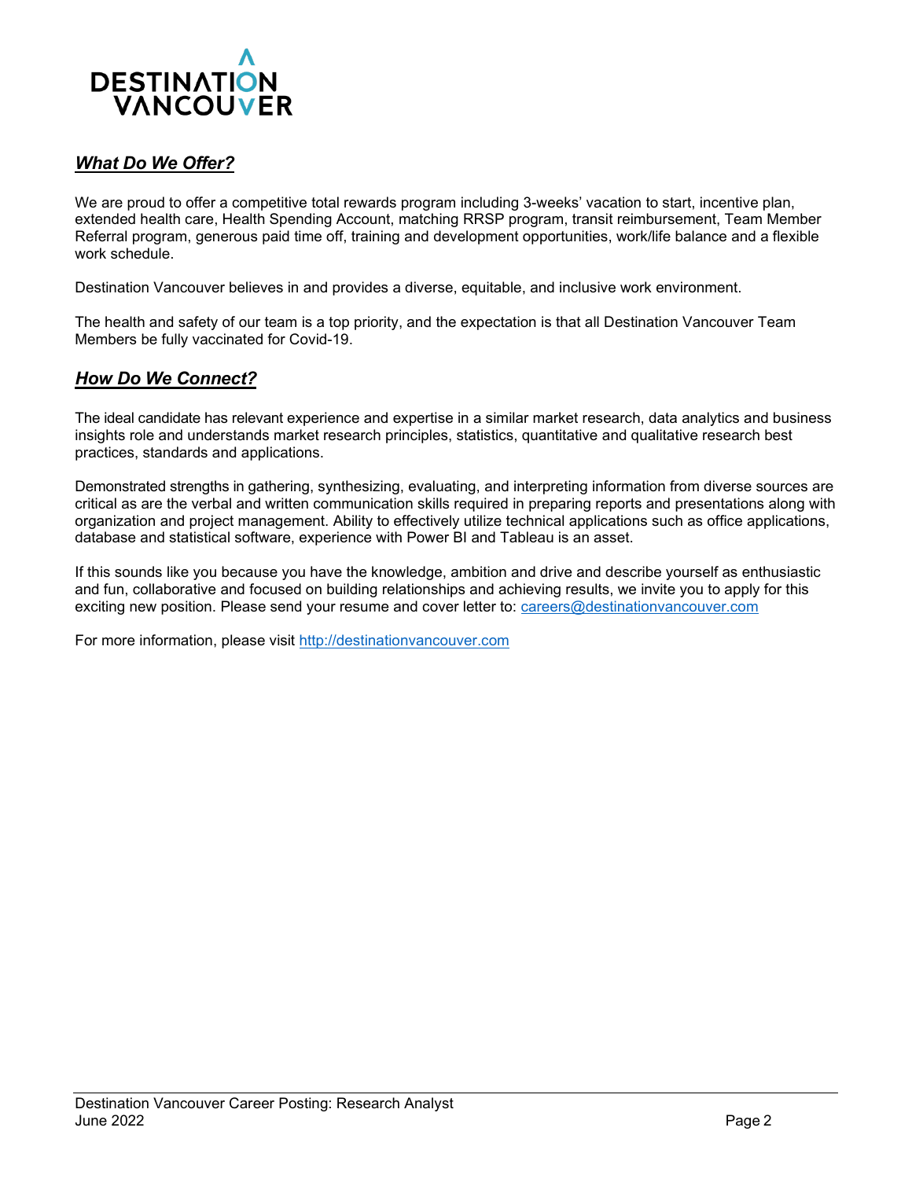## ***What Do We Offer?***

We are proud to offer a competitive total rewards program including 3-weeks' vacation to start, incentive plan, extended health care, Health Spending Account, matching RRSP program, transit reimbursement, Team Member Referral program, generous paid time off, training and development opportunities, work/life balance and a flexible work schedule.

Destination Vancouver believes in and provides a diverse, equitable, and inclusive work environment.

The health and safety of our team is a top priority, and the expectation is that all Destination Vancouver Team Members be fully vaccinated for Covid-19.

## ***How Do We Connect?***

The ideal candidate has relevant experience and expertise in a similar market research, data analytics and business insights role and understands market research principles, statistics, quantitative and qualitative research best practices, standards and applications.

Demonstrated strengths in gathering, synthesizing, evaluating, and interpreting information from diverse sources are critical as are the verbal and written communication skills required in preparing reports and presentations along with organization and project management. Ability to effectively utilize technical applications such as office applications, database and statistical software, experience with Power BI and Tableau is an asset.

If this sounds like you because you have the knowledge, ambition and drive and describe yourself as enthusiastic and fun, collaborative and focused on building relationships and achieving results, we invite you to apply for this exciting new position. Please send your resume and cover letter to: careers@destinationvancouver.com

For more information, please visit http://destinationvancouver.com